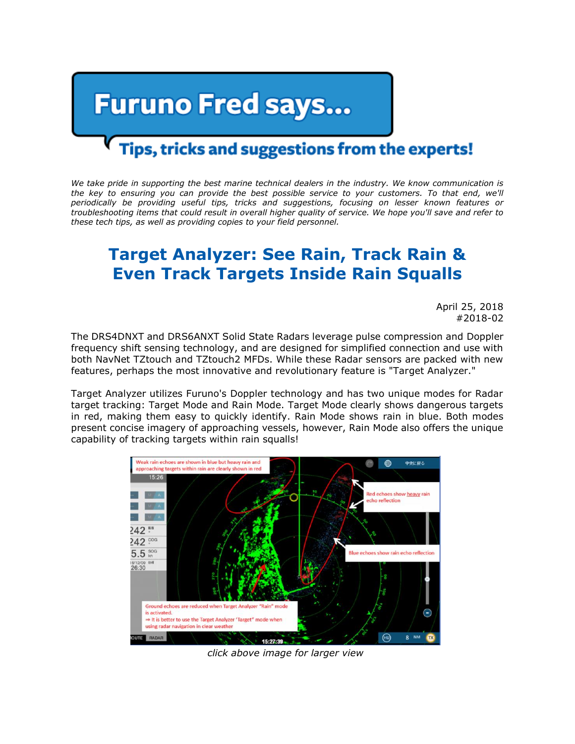# Furuno Fred says...

## Tips, tricks and suggestions from the experts!

*We take pride in supporting the best marine technical dealers in the industry. We know communication is the key to ensuring you can provide the best possible service to your customers. To that end, we'll periodically be providing useful tips, tricks and suggestions, focusing on lesser known features or troubleshooting items that could result in overall higher quality of service. We hope you'll save and refer to these tech tips, as well as providing copies to your field personnel.*

# Target Analyzer: See Rain, Track Rain & Even Track Targets Inside Rain Squalls

April 25, 2018
#2018-02

The DRS4DNXT and DRS6ANXT Solid State Radars leverage pulse compression and Doppler frequency shift sensing technology, and are designed for simplified connection and use with both NavNet TZtouch and TZtouch2 MFDs. While these Radar sensors are packed with new features, perhaps the most innovative and revolutionary feature is "Target Analyzer."

Target Analyzer utilizes Furuno's Doppler technology and has two unique modes for Radar target tracking: Target Mode and Rain Mode. Target Mode clearly shows dangerous targets in red, making them easy to quickly identify. Rain Mode shows rain in blue. Both modes present concise imagery of approaching vessels, however, Rain Mode also offers the unique capability of tracking targets within rain squalls!

*click above image for larger view*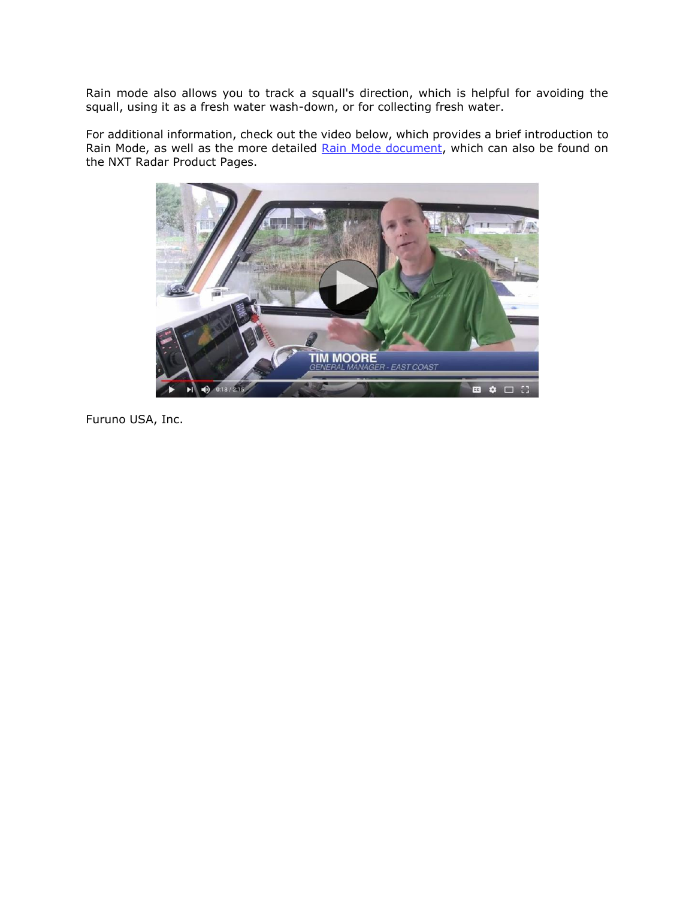Rain mode also allows you to track a squall's direction, which is helpful for avoiding the squall, using it as a fresh water wash-down, or for collecting fresh water.

For additional information, check out the video below, which provides a brief introduction to Rain Mode, as well as the more detailed Rain Mode document, which can also be found on the NXT Radar Product Pages.

Furuno USA, Inc.